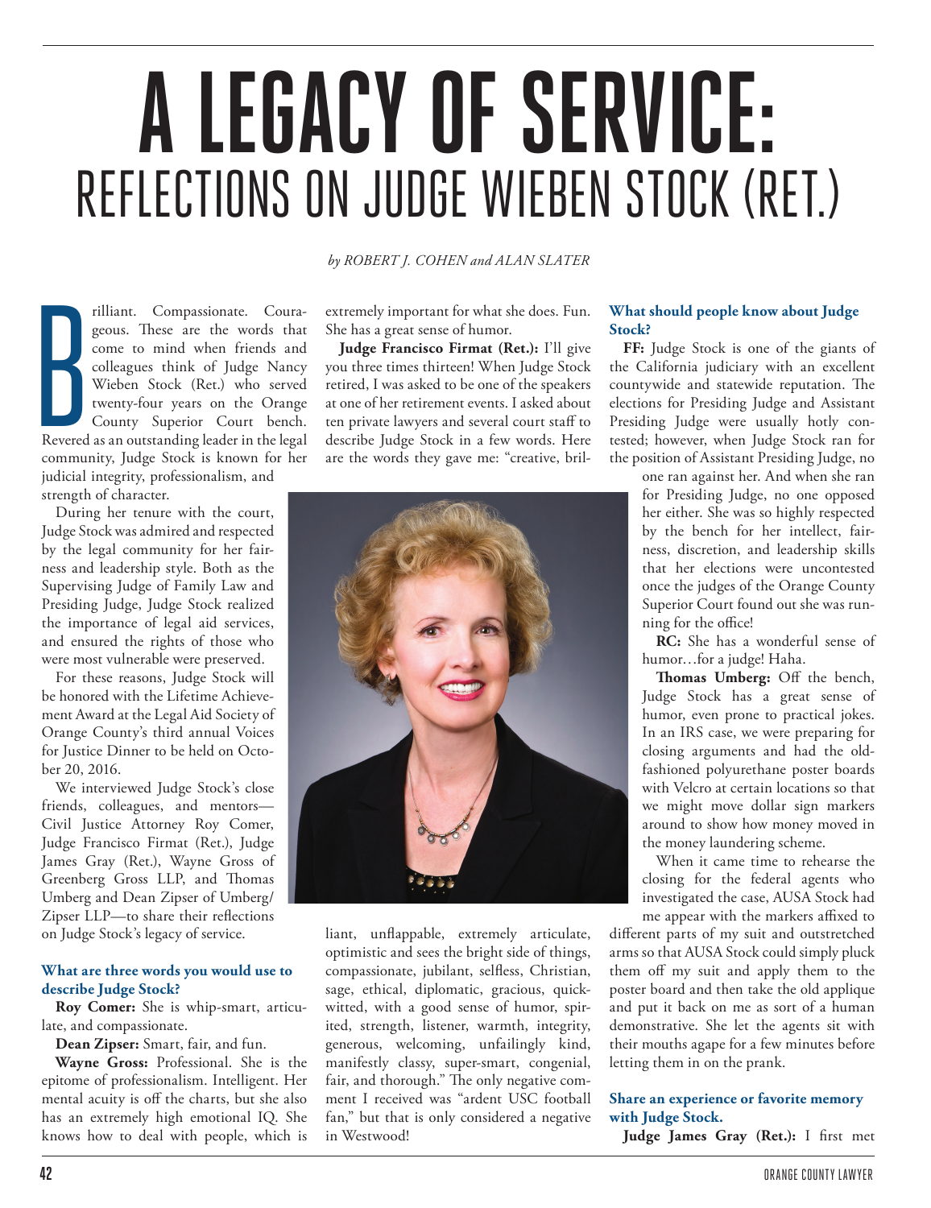# A LEGACY OF SERVICE:
## REFLECTIONS ON JUDGE WIEBEN STOCK (RET.)

*by ROBERT J. COHEN and ALAN SLATER*

Brilliant. Compassionate. Courageous. These are the words that come to mind when friends and colleagues think of Judge Nancy Wieben Stock (Ret.) who served twenty-four years on the Orange County Superior Court bench. Revered as an outstanding leader in the legal community, Judge Stock is known for her judicial integrity, professionalism, and strength of character.

During her tenure with the court, Judge Stock was admired and respected by the legal community for her fairness and leadership style. Both as the Supervising Judge of Family Law and Presiding Judge, Judge Stock realized the importance of legal aid services, and ensured the rights of those who were most vulnerable were preserved.

For these reasons, Judge Stock will be honored with the Lifetime Achievement Award at the Legal Aid Society of Orange County's third annual Voices for Justice Dinner to be held on October 20, 2016.

We interviewed Judge Stock's close friends, colleagues, and mentors—Civil Justice Attorney Roy Comer, Judge Francisco Firmat (Ret.), Judge James Gray (Ret.), Wayne Gross of Greenberg Gross LLP, and Thomas Umberg and Dean Zipser of Umberg/Zipser LLP—to share their reflections on Judge Stock's legacy of service.

### What are three words you would use to describe Judge Stock?

**Roy Comer:** She is whip-smart, articulate, and compassionate.

**Dean Zipser:** Smart, fair, and fun.

**Wayne Gross:** Professional. She is the epitome of professionalism. Intelligent. Her mental acuity is off the charts, but she also has an extremely high emotional IQ. She knows how to deal with people, which is extremely important for what she does. Fun. She has a great sense of humor.

**Judge Francisco Firmat (Ret.):** I'll give you three times thirteen! When Judge Stock retired, I was asked to be one of the speakers at one of her retirement events. I asked about ten private lawyers and several court staff to describe Judge Stock in a few words. Here are the words they gave me: "creative, brilliant, unflappable, extremely articulate, optimistic and sees the bright side of things, compassionate, jubilant, selfless, Christian, sage, ethical, diplomatic, gracious, quick-witted, with a good sense of humor, spirited, strength, listener, warmth, integrity, generous, welcoming, unfailingly kind, manifestly classy, super-smart, congenial, fair, and thorough." The only negative comment I received was "ardent USC football fan," but that is only considered a negative in Westwood!

### What should people know about Judge Stock?

**FF:** Judge Stock is one of the giants of the California judiciary with an excellent countywide and statewide reputation. The elections for Presiding Judge and Assistant Presiding Judge were usually hotly contested; however, when Judge Stock ran for the position of Assistant Presiding Judge, no one ran against her. And when she ran for Presiding Judge, no one opposed her either. She was so highly respected by the bench for her intellect, fairness, discretion, and leadership skills that her elections were uncontested once the judges of the Orange County Superior Court found out she was running for the office!

**RC:** She has a wonderful sense of humor…for a judge! Haha.

**Thomas Umberg:** Off the bench, Judge Stock has a great sense of humor, even prone to practical jokes. In an IRS case, we were preparing for closing arguments and had the old-fashioned polyurethane poster boards with Velcro at certain locations so that we might move dollar sign markers around to show how money moved in the money laundering scheme.

When it came time to rehearse the closing for the federal agents who investigated the case, AUSA Stock had me appear with the markers affixed to different parts of my suit and outstretched arms so that AUSA Stock could simply pluck them off my suit and apply them to the poster board and then take the old applique and put it back on me as sort of a human demonstrative. She let the agents sit with their mouths agape for a few minutes before letting them in on the prank.

### Share an experience or favorite memory with Judge Stock.

**Judge James Gray (Ret.):** I first met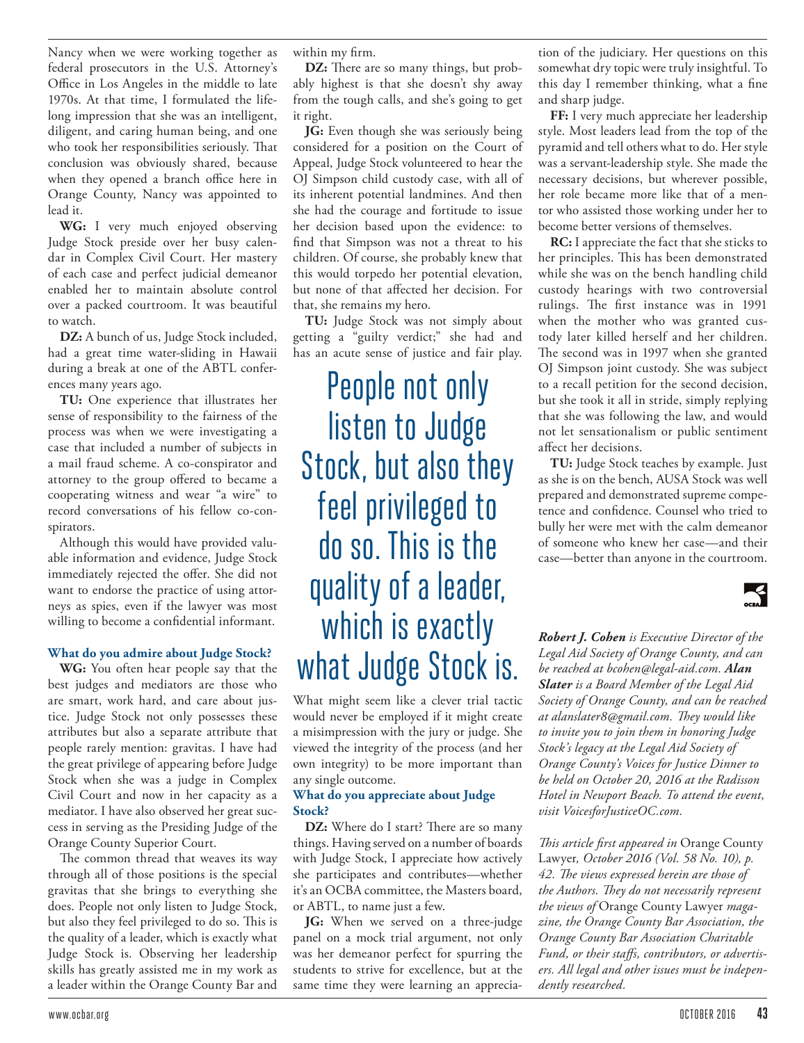Nancy when we were working together as federal prosecutors in the U.S. Attorney's Office in Los Angeles in the middle to late 1970s. At that time, I formulated the lifelong impression that she was an intelligent, diligent, and caring human being, and one who took her responsibilities seriously. That conclusion was obviously shared, because when they opened a branch office here in Orange County, Nancy was appointed to lead it.

**WG:** I very much enjoyed observing Judge Stock preside over her busy calendar in Complex Civil Court. Her mastery of each case and perfect judicial demeanor enabled her to maintain absolute control over a packed courtroom. It was beautiful to watch.

**DZ:** A bunch of us, Judge Stock included, had a great time water-sliding in Hawaii during a break at one of the ABTL conferences many years ago.

**TU:** One experience that illustrates her sense of responsibility to the fairness of the process was when we were investigating a case that included a number of subjects in a mail fraud scheme. A co-conspirator and attorney to the group offered to became a cooperating witness and wear "a wire" to record conversations of his fellow co-conspirators.

Although this would have provided valuable information and evidence, Judge Stock immediately rejected the offer. She did not want to endorse the practice of using attorneys as spies, even if the lawyer was most willing to become a confidential informant.

**What do you admire about Judge Stock?**

**WG:** You often hear people say that the best judges and mediators are those who are smart, work hard, and care about justice. Judge Stock not only possesses these attributes but also a separate attribute that people rarely mention: gravitas. I have had the great privilege of appearing before Judge Stock when she was a judge in Complex Civil Court and now in her capacity as a mediator. I have also observed her great success in serving as the Presiding Judge of the Orange County Superior Court.

The common thread that weaves its way through all of those positions is the special gravitas that she brings to everything she does. People not only listen to Judge Stock, but also they feel privileged to do so. This is the quality of a leader, which is exactly what Judge Stock is. Observing her leadership skills has greatly assisted me in my work as a leader within the Orange County Bar and within my firm.

**DZ:** There are so many things, but probably highest is that she doesn't shy away from the tough calls, and she's going to get it right.

**JG:** Even though she was seriously being considered for a position on the Court of Appeal, Judge Stock volunteered to hear the OJ Simpson child custody case, with all of its inherent potential landmines. And then she had the courage and fortitude to issue her decision based upon the evidence: to find that Simpson was not a threat to his children. Of course, she probably knew that this would torpedo her potential elevation, but none of that affected her decision. For that, she remains my hero.

**TU:** Judge Stock was not simply about getting a "guilty verdict;" she had and has an acute sense of justice and fair play.

> People not only listen to Judge Stock, but also they feel privileged to do so. This is the quality of a leader, which is exactly what Judge Stock is.

What might seem like a clever trial tactic would never be employed if it might create a misimpression with the jury or judge. She viewed the integrity of the process (and her own integrity) to be more important than any single outcome.

**What do you appreciate about Judge Stock?**

**DZ:** Where do I start? There are so many things. Having served on a number of boards with Judge Stock, I appreciate how actively she participates and contributes—whether it's an OCBA committee, the Masters board, or ABTL, to name just a few.

**JG:** When we served on a three-judge panel on a mock trial argument, not only was her demeanor perfect for spurring the students to strive for excellence, but at the same time they were learning an appreciation of the judiciary. Her questions on this somewhat dry topic were truly insightful. To this day I remember thinking, what a fine and sharp judge.

**FF:** I very much appreciate her leadership style. Most leaders lead from the top of the pyramid and tell others what to do. Her style was a servant-leadership style. She made the necessary decisions, but wherever possible, her role became more like that of a mentor who assisted those working under her to become better versions of themselves.

**RC:** I appreciate the fact that she sticks to her principles. This has been demonstrated while she was on the bench handling child custody hearings with two controversial rulings. The first instance was in 1991 when the mother who was granted custody later killed herself and her children. The second was in 1997 when she granted OJ Simpson joint custody. She was subject to a recall petition for the second decision, but she took it all in stride, simply replying that she was following the law, and would not let sensationalism or public sentiment affect her decisions.

**TU:** Judge Stock teaches by example. Just as she is on the bench, AUSA Stock was well prepared and demonstrated supreme competence and confidence. Counsel who tried to bully her were met with the calm demeanor of someone who knew her case—and their case—better than anyone in the courtroom.

***Robert J. Cohen*** *is Executive Director of the Legal Aid Society of Orange County, and can be reached at bcohen@legal-aid.com.* ***Alan Slater*** *is a Board Member of the Legal Aid Society of Orange County, and can be reached at alanslater8@gmail.com. They would like to invite you to join them in honoring Judge Stock's legacy at the Legal Aid Society of Orange County's Voices for Justice Dinner to be held on October 20, 2016 at the Radisson Hotel in Newport Beach. To attend the event, visit VoicesforJusticeOC.com.*

*This article first appeared in* Orange County Lawyer*, October 2016 (Vol. 58 No. 10), p. 42. The views expressed herein are those of the Authors. They do not necessarily represent the views of* Orange County Lawyer *magazine, the Orange County Bar Association, the Orange County Bar Association Charitable Fund, or their staffs, contributors, or advertisers. All legal and other issues must be independently researched.*